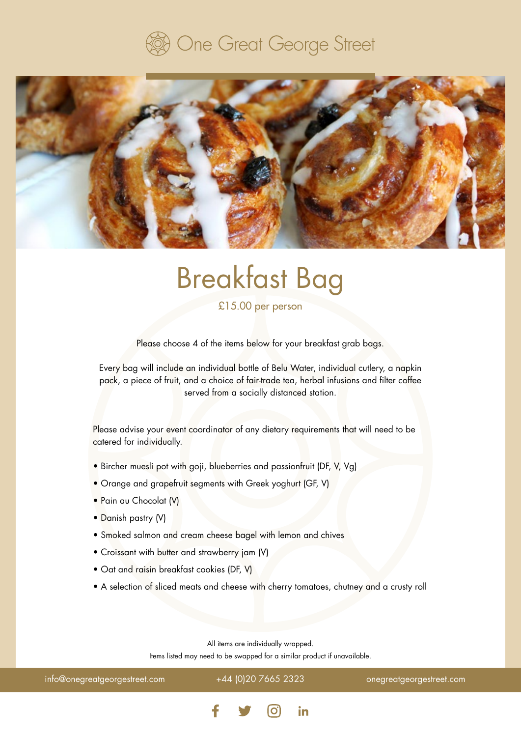One Great George Street

# Breakfast Bag

£15.00 per person

Please choose 4 of the items below for your breakfast grab bags.

Every bag will include an individual bottle of Belu Water, individual cutlery, a napkin pack, a piece of fruit, and a choice of fair-trade tea, herbal infusions and filter coffee served from a socially distanced station.

Please advise your event coordinator of any dietary requirements that will need to be catered for individually.

- Bircher muesli pot with goji, blueberries and passionfruit (DF, V, Vg)
- Orange and grapefruit segments with Greek yoghurt (GF, V)
- Pain au Chocolat (V)
- Danish pastry (V)
- Smoked salmon and cream cheese bagel with lemon and chives
- Croissant with butter and strawberry jam (V)
- Oat and raisin breakfast cookies (DF, V)
- A selection of sliced meats and cheese with cherry tomatoes, chutney and a crusty roll

All items are individually wrapped.
Items listed may need to be swapped for a similar product if unavailable.

info@onegreatgeorgestreet.com | +44 (0)20 7665 2323 | onegreatgeorgestreet.com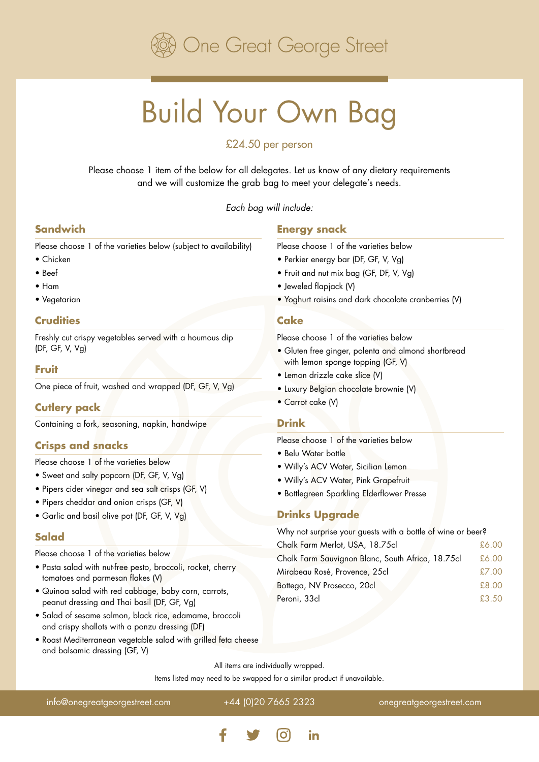One Great George Street

# Build Your Own Bag

£24.50 per person

Please choose 1 item of the below for all delegates. Let us know of any dietary requirements and we will customize the grab bag to meet your delegate's needs.

*Each bag will include:*

## Sandwich

Please choose 1 of the varieties below (subject to availability)

- Chicken
- Beef
- Ham
- Vegetarian

## Crudities

Freshly cut crispy vegetables served with a houmous dip (DF, GF, V, Vg)

## Fruit

One piece of fruit, washed and wrapped (DF, GF, V, Vg)

## Cutlery pack

Containing a fork, seasoning, napkin, handwipe

## Crisps and snacks

Please choose 1 of the varieties below

- Sweet and salty popcorn (DF, GF, V, Vg)
- Pipers cider vinegar and sea salt crisps (GF, V)
- Pipers cheddar and onion crisps (GF, V)
- Garlic and basil olive pot (DF, GF, V, Vg)

## Salad

Please choose 1 of the varieties below

- Pasta salad with nut-free pesto, broccoli, rocket, cherry tomatoes and parmesan flakes (V)
- Quinoa salad with red cabbage, baby corn, carrots, peanut dressing and Thai basil (DF, GF, Vg)
- Salad of sesame salmon, black rice, edamame, broccoli and crispy shallots with a ponzu dressing (DF)
- Roast Mediterranean vegetable salad with grilled feta cheese and balsamic dressing (GF, V)

## Energy snack

Please choose 1 of the varieties below

- Perkier energy bar (DF, GF, V, Vg)
- Fruit and nut mix bag (GF, DF, V, Vg)
- Jeweled flapjack (V)
- Yoghurt raisins and dark chocolate cranberries (V)

## Cake

Please choose 1 of the varieties below

- Gluten free ginger, polenta and almond shortbread with lemon sponge topping (GF, V)
- Lemon drizzle cake slice (V)
- Luxury Belgian chocolate brownie (V)
- Carrot cake (V)

## Drink

Please choose 1 of the varieties below

- Belu Water bottle
- Willy's ACV Water, Sicilian Lemon
- Willy's ACV Water, Pink Grapefruit
- Bottlegreen Sparkling Elderflower Presse

## Drinks Upgrade

Why not surprise your guests with a bottle of wine or beer?

| | |
|---|---|
| Chalk Farm Merlot, USA, 18.75cl | £6.00 |
| Chalk Farm Sauvignon Blanc, South Africa, 18.75cl | £6.00 |
| Mirabeau Rosé, Provence, 25cl | £7.00 |
| Bottega, NV Prosecco, 20cl | £8.00 |
| Peroni, 33cl | £3.50 |

All items are individually wrapped.

Items listed may need to be swapped for a similar product if unavailable.

info@onegreatgeorgestreet.com +44 (0)20 7665 2323 onegreatgeorgestreet.com